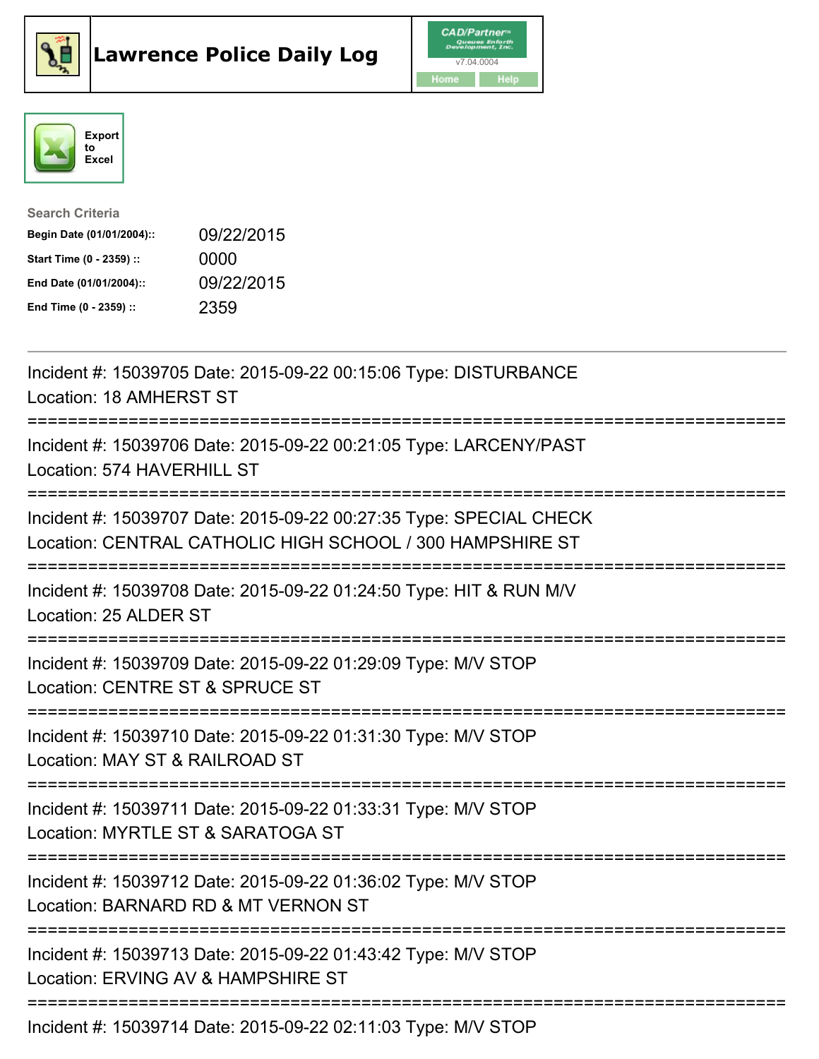# Lawrence Police Daily Log

CAD/Partner
v7.04.0004
Home Help

Export to Excel

**Search Criteria**

| | |
|---|---|
| **Begin Date (01/01/2004)::** | 09/22/2015 |
| **Start Time (0 - 2359) ::** | 0000 |
| **End Date (01/01/2004)::** | 09/22/2015 |
| **End Time (0 - 2359) ::** | 2359 |

---

Incident #: 15039705 Date: 2015-09-22 00:15:06 Type: DISTURBANCE
Location: 18 AMHERST ST

===========================================================================

Incident #: 15039706 Date: 2015-09-22 00:21:05 Type: LARCENY/PAST
Location: 574 HAVERHILL ST

===========================================================================

Incident #: 15039707 Date: 2015-09-22 00:27:35 Type: SPECIAL CHECK
Location: CENTRAL CATHOLIC HIGH SCHOOL / 300 HAMPSHIRE ST

===========================================================================

Incident #: 15039708 Date: 2015-09-22 01:24:50 Type: HIT & RUN M/V
Location: 25 ALDER ST

===========================================================================

Incident #: 15039709 Date: 2015-09-22 01:29:09 Type: M/V STOP
Location: CENTRE ST & SPRUCE ST

===========================================================================

Incident #: 15039710 Date: 2015-09-22 01:31:30 Type: M/V STOP
Location: MAY ST & RAILROAD ST

===========================================================================

Incident #: 15039711 Date: 2015-09-22 01:33:31 Type: M/V STOP
Location: MYRTLE ST & SARATOGA ST

===========================================================================

Incident #: 15039712 Date: 2015-09-22 01:36:02 Type: M/V STOP
Location: BARNARD RD & MT VERNON ST

===========================================================================

Incident #: 15039713 Date: 2015-09-22 01:43:42 Type: M/V STOP
Location: ERVING AV & HAMPSHIRE ST

===========================================================================

Incident #: 15039714 Date: 2015-09-22 02:11:03 Type: M/V STOP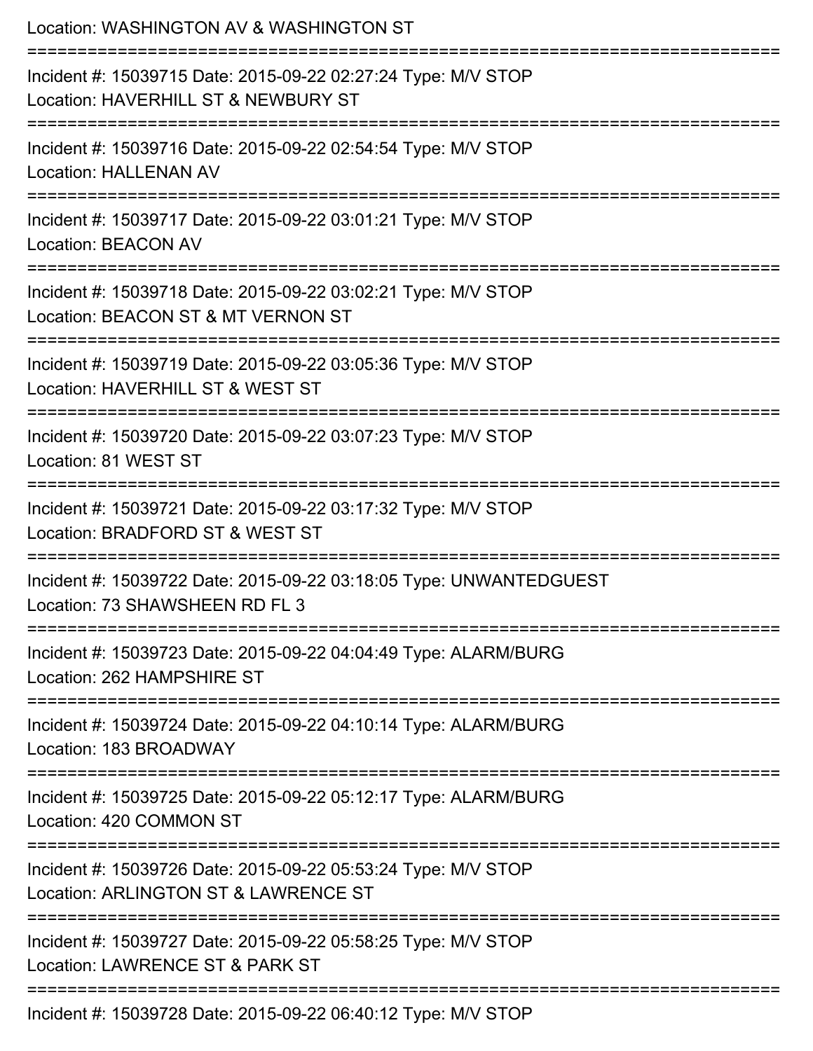Location: WASHINGTON AV & WASHINGTON ST

===========================================================================

Incident #: 15039715 Date: 2015-09-22 02:27:24 Type: M/V STOP
Location: HAVERHILL ST & NEWBURY ST

===========================================================================

Incident #: 15039716 Date: 2015-09-22 02:54:54 Type: M/V STOP
Location: HALLENAN AV

===========================================================================

Incident #: 15039717 Date: 2015-09-22 03:01:21 Type: M/V STOP
Location: BEACON AV

===========================================================================

Incident #: 15039718 Date: 2015-09-22 03:02:21 Type: M/V STOP
Location: BEACON ST & MT VERNON ST

===========================================================================

Incident #: 15039719 Date: 2015-09-22 03:05:36 Type: M/V STOP
Location: HAVERHILL ST & WEST ST

===========================================================================

Incident #: 15039720 Date: 2015-09-22 03:07:23 Type: M/V STOP
Location: 81 WEST ST

===========================================================================

Incident #: 15039721 Date: 2015-09-22 03:17:32 Type: M/V STOP
Location: BRADFORD ST & WEST ST

===========================================================================

Incident #: 15039722 Date: 2015-09-22 03:18:05 Type: UNWANTEDGUEST
Location: 73 SHAWSHEEN RD FL 3

===========================================================================

Incident #: 15039723 Date: 2015-09-22 04:04:49 Type: ALARM/BURG
Location: 262 HAMPSHIRE ST

===========================================================================

Incident #: 15039724 Date: 2015-09-22 04:10:14 Type: ALARM/BURG
Location: 183 BROADWAY

===========================================================================

Incident #: 15039725 Date: 2015-09-22 05:12:17 Type: ALARM/BURG
Location: 420 COMMON ST

===========================================================================

Incident #: 15039726 Date: 2015-09-22 05:53:24 Type: M/V STOP
Location: ARLINGTON ST & LAWRENCE ST

===========================================================================

Incident #: 15039727 Date: 2015-09-22 05:58:25 Type: M/V STOP
Location: LAWRENCE ST & PARK ST

===========================================================================

Incident #: 15039728 Date: 2015-09-22 06:40:12 Type: M/V STOP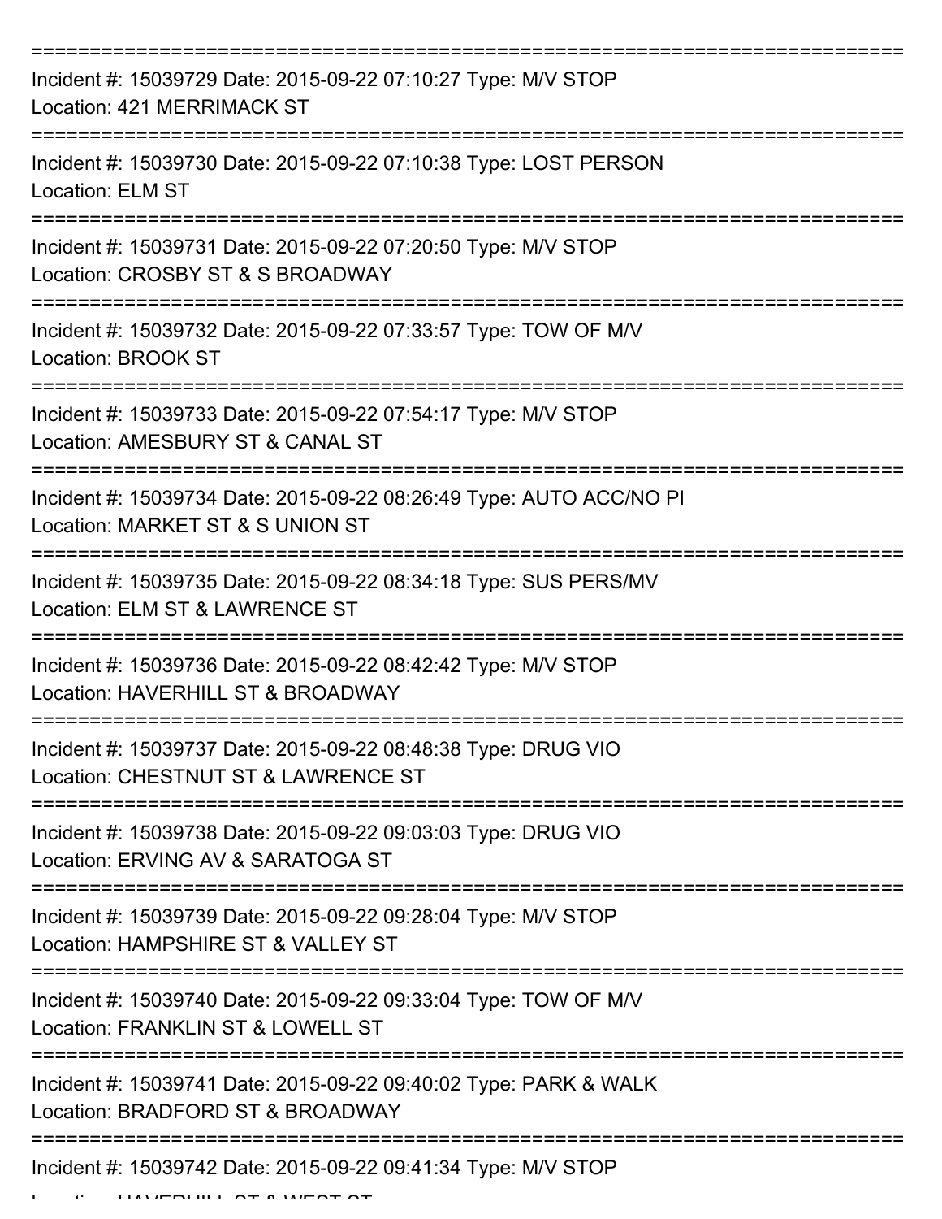===========================================================================

Incident #: 15039729 Date: 2015-09-22 07:10:27 Type: M/V STOP
Location: 421 MERRIMACK ST

===========================================================================

Incident #: 15039730 Date: 2015-09-22 07:10:38 Type: LOST PERSON
Location: ELM ST

===========================================================================

Incident #: 15039731 Date: 2015-09-22 07:20:50 Type: M/V STOP
Location: CROSBY ST & S BROADWAY

===========================================================================

Incident #: 15039732 Date: 2015-09-22 07:33:57 Type: TOW OF M/V
Location: BROOK ST

===========================================================================

Incident #: 15039733 Date: 2015-09-22 07:54:17 Type: M/V STOP
Location: AMESBURY ST & CANAL ST

===========================================================================

Incident #: 15039734 Date: 2015-09-22 08:26:49 Type: AUTO ACC/NO PI
Location: MARKET ST & S UNION ST

===========================================================================

Incident #: 15039735 Date: 2015-09-22 08:34:18 Type: SUS PERS/MV
Location: ELM ST & LAWRENCE ST

===========================================================================

Incident #: 15039736 Date: 2015-09-22 08:42:42 Type: M/V STOP
Location: HAVERHILL ST & BROADWAY

===========================================================================

Incident #: 15039737 Date: 2015-09-22 08:48:38 Type: DRUG VIO
Location: CHESTNUT ST & LAWRENCE ST

===========================================================================

Incident #: 15039738 Date: 2015-09-22 09:03:03 Type: DRUG VIO
Location: ERVING AV & SARATOGA ST

===========================================================================

Incident #: 15039739 Date: 2015-09-22 09:28:04 Type: M/V STOP
Location: HAMPSHIRE ST & VALLEY ST

===========================================================================

Incident #: 15039740 Date: 2015-09-22 09:33:04 Type: TOW OF M/V
Location: FRANKLIN ST & LOWELL ST

===========================================================================

Incident #: 15039741 Date: 2015-09-22 09:40:02 Type: PARK & WALK
Location: BRADFORD ST & BROADWAY

===========================================================================

Incident #: 15039742 Date: 2015-09-22 09:41:34 Type: M/V STOP
Location: HAVERHILL ST & WEST ST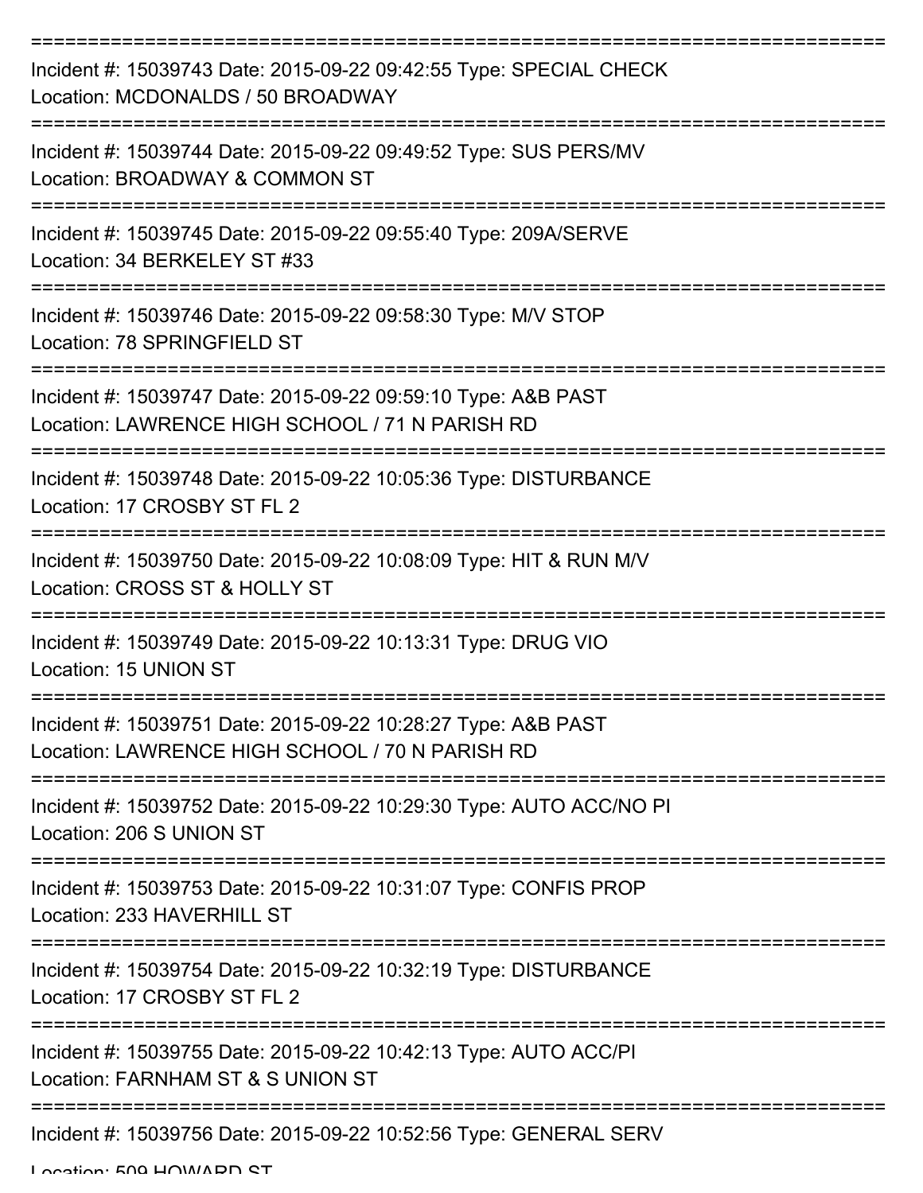Incident #: 15039743 Date: 2015-09-22 09:42:55 Type: SPECIAL CHECK
Location: MCDONALDS / 50 BROADWAY

Incident #: 15039744 Date: 2015-09-22 09:49:52 Type: SUS PERS/MV
Location: BROADWAY & COMMON ST

Incident #: 15039745 Date: 2015-09-22 09:55:40 Type: 209A/SERVE
Location: 34 BERKELEY ST #33

Incident #: 15039746 Date: 2015-09-22 09:58:30 Type: M/V STOP
Location: 78 SPRINGFIELD ST

Incident #: 15039747 Date: 2015-09-22 09:59:10 Type: A&B PAST
Location: LAWRENCE HIGH SCHOOL / 71 N PARISH RD

Incident #: 15039748 Date: 2015-09-22 10:05:36 Type: DISTURBANCE
Location: 17 CROSBY ST FL 2

Incident #: 15039750 Date: 2015-09-22 10:08:09 Type: HIT & RUN M/V
Location: CROSS ST & HOLLY ST

Incident #: 15039749 Date: 2015-09-22 10:13:31 Type: DRUG VIO
Location: 15 UNION ST

Incident #: 15039751 Date: 2015-09-22 10:28:27 Type: A&B PAST
Location: LAWRENCE HIGH SCHOOL / 70 N PARISH RD

Incident #: 15039752 Date: 2015-09-22 10:29:30 Type: AUTO ACC/NO PI
Location: 206 S UNION ST

Incident #: 15039753 Date: 2015-09-22 10:31:07 Type: CONFIS PROP
Location: 233 HAVERHILL ST

Incident #: 15039754 Date: 2015-09-22 10:32:19 Type: DISTURBANCE
Location: 17 CROSBY ST FL 2

Incident #: 15039755 Date: 2015-09-22 10:42:13 Type: AUTO ACC/PI
Location: FARNHAM ST & S UNION ST

Incident #: 15039756 Date: 2015-09-22 10:52:56 Type: GENERAL SERV
Location: 509 HOWARD ST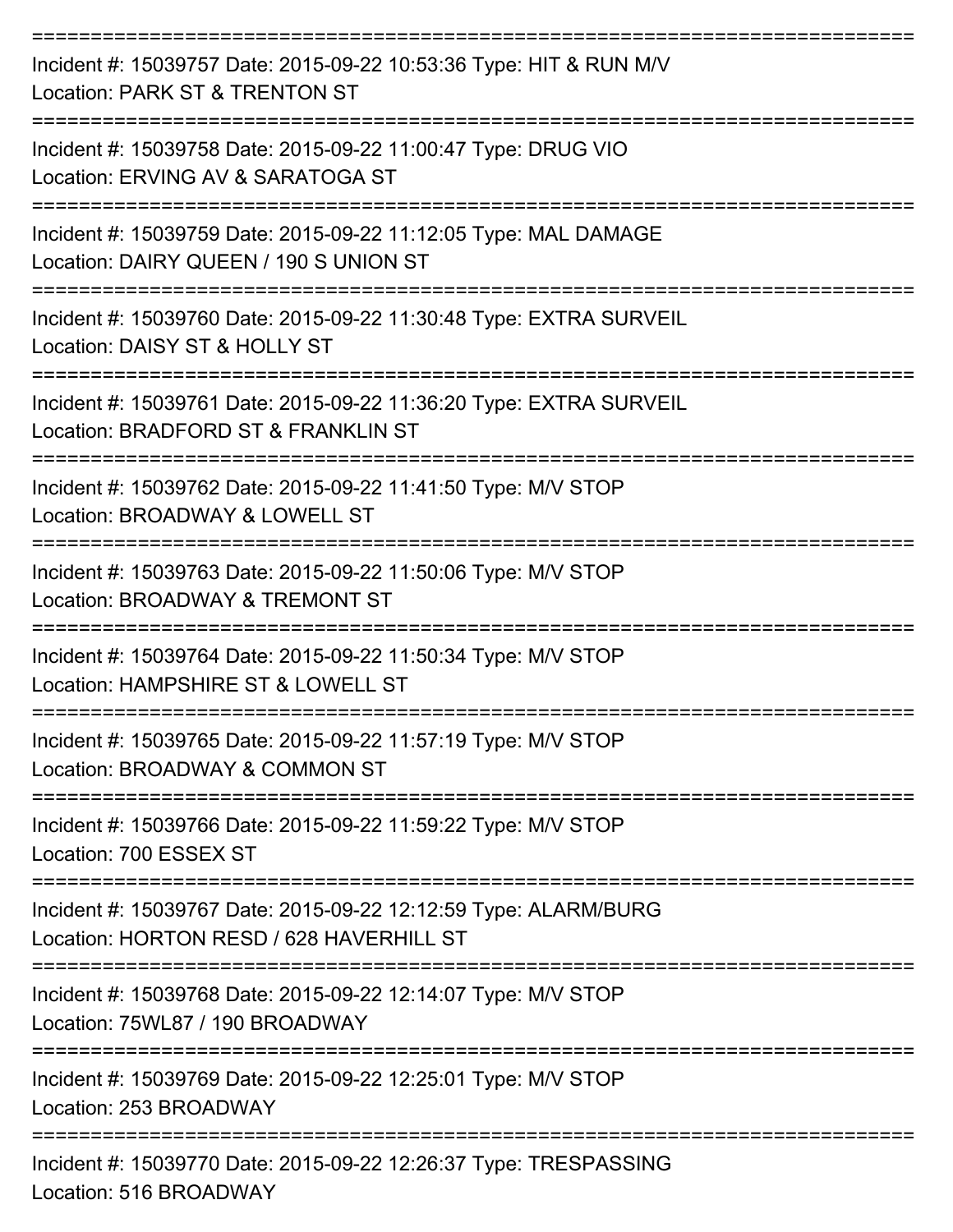===========================================================================

Incident #: 15039757 Date: 2015-09-22 10:53:36 Type: HIT & RUN M/V

Location: PARK ST & TRENTON ST

===========================================================================

Incident #: 15039758 Date: 2015-09-22 11:00:47 Type: DRUG VIO

Location: ERVING AV & SARATOGA ST

===========================================================================

Incident #: 15039759 Date: 2015-09-22 11:12:05 Type: MAL DAMAGE

Location: DAIRY QUEEN / 190 S UNION ST

===========================================================================

Incident #: 15039760 Date: 2015-09-22 11:30:48 Type: EXTRA SURVEIL

Location: DAISY ST & HOLLY ST

===========================================================================

Incident #: 15039761 Date: 2015-09-22 11:36:20 Type: EXTRA SURVEIL

Location: BRADFORD ST & FRANKLIN ST

===========================================================================

Incident #: 15039762 Date: 2015-09-22 11:41:50 Type: M/V STOP

Location: BROADWAY & LOWELL ST

===========================================================================

Incident #: 15039763 Date: 2015-09-22 11:50:06 Type: M/V STOP

Location: BROADWAY & TREMONT ST

===========================================================================

Incident #: 15039764 Date: 2015-09-22 11:50:34 Type: M/V STOP

Location: HAMPSHIRE ST & LOWELL ST

===========================================================================

Incident #: 15039765 Date: 2015-09-22 11:57:19 Type: M/V STOP

Location: BROADWAY & COMMON ST

===========================================================================

Incident #: 15039766 Date: 2015-09-22 11:59:22 Type: M/V STOP

Location: 700 ESSEX ST

===========================================================================

Incident #: 15039767 Date: 2015-09-22 12:12:59 Type: ALARM/BURG

Location: HORTON RESD / 628 HAVERHILL ST

===========================================================================

Incident #: 15039768 Date: 2015-09-22 12:14:07 Type: M/V STOP

Location: 75WL87 / 190 BROADWAY

===========================================================================

Incident #: 15039769 Date: 2015-09-22 12:25:01 Type: M/V STOP

Location: 253 BROADWAY

===========================================================================

Incident #: 15039770 Date: 2015-09-22 12:26:37 Type: TRESPASSING

Location: 516 BROADWAY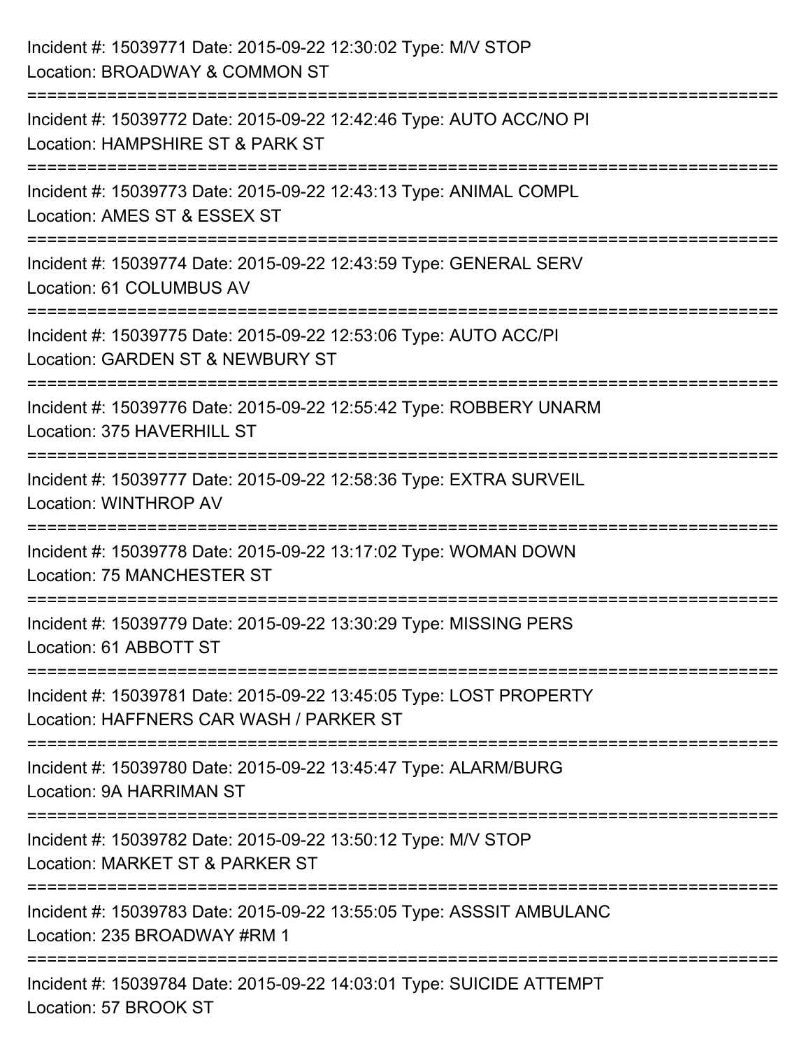Incident #: 15039771 Date: 2015-09-22 12:30:02 Type: M/V STOP
Location: BROADWAY & COMMON ST

===========================================================================

Incident #: 15039772 Date: 2015-09-22 12:42:46 Type: AUTO ACC/NO PI
Location: HAMPSHIRE ST & PARK ST

===========================================================================

Incident #: 15039773 Date: 2015-09-22 12:43:13 Type: ANIMAL COMPL
Location: AMES ST & ESSEX ST

===========================================================================

Incident #: 15039774 Date: 2015-09-22 12:43:59 Type: GENERAL SERV
Location: 61 COLUMBUS AV

===========================================================================

Incident #: 15039775 Date: 2015-09-22 12:53:06 Type: AUTO ACC/PI
Location: GARDEN ST & NEWBURY ST

===========================================================================

Incident #: 15039776 Date: 2015-09-22 12:55:42 Type: ROBBERY UNARM
Location: 375 HAVERHILL ST

===========================================================================

Incident #: 15039777 Date: 2015-09-22 12:58:36 Type: EXTRA SURVEIL
Location: WINTHROP AV

===========================================================================

Incident #: 15039778 Date: 2015-09-22 13:17:02 Type: WOMAN DOWN
Location: 75 MANCHESTER ST

===========================================================================

Incident #: 15039779 Date: 2015-09-22 13:30:29 Type: MISSING PERS
Location: 61 ABBOTT ST

===========================================================================

Incident #: 15039781 Date: 2015-09-22 13:45:05 Type: LOST PROPERTY
Location: HAFFNERS CAR WASH / PARKER ST

===========================================================================

Incident #: 15039780 Date: 2015-09-22 13:45:47 Type: ALARM/BURG
Location: 9A HARRIMAN ST

===========================================================================

Incident #: 15039782 Date: 2015-09-22 13:50:12 Type: M/V STOP
Location: MARKET ST & PARKER ST

===========================================================================

Incident #: 15039783 Date: 2015-09-22 13:55:05 Type: ASSSIT AMBULANC
Location: 235 BROADWAY #RM 1

===========================================================================

Incident #: 15039784 Date: 2015-09-22 14:03:01 Type: SUICIDE ATTEMPT
Location: 57 BROOK ST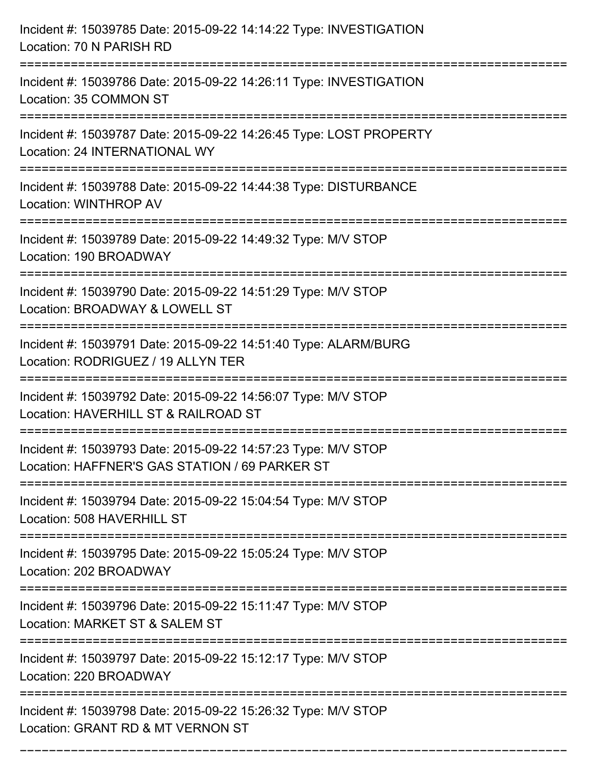Incident #: 15039785 Date: 2015-09-22 14:14:22 Type: INVESTIGATION
Location: 70 N PARISH RD

===========================================================================

Incident #: 15039786 Date: 2015-09-22 14:26:11 Type: INVESTIGATION
Location: 35 COMMON ST

===========================================================================

Incident #: 15039787 Date: 2015-09-22 14:26:45 Type: LOST PROPERTY
Location: 24 INTERNATIONAL WY

===========================================================================

Incident #: 15039788 Date: 2015-09-22 14:44:38 Type: DISTURBANCE
Location: WINTHROP AV

===========================================================================

Incident #: 15039789 Date: 2015-09-22 14:49:32 Type: M/V STOP
Location: 190 BROADWAY

===========================================================================

Incident #: 15039790 Date: 2015-09-22 14:51:29 Type: M/V STOP
Location: BROADWAY & LOWELL ST

===========================================================================

Incident #: 15039791 Date: 2015-09-22 14:51:40 Type: ALARM/BURG
Location: RODRIGUEZ / 19 ALLYN TER

===========================================================================

Incident #: 15039792 Date: 2015-09-22 14:56:07 Type: M/V STOP
Location: HAVERHILL ST & RAILROAD ST

===========================================================================

Incident #: 15039793 Date: 2015-09-22 14:57:23 Type: M/V STOP
Location: HAFFNER'S GAS STATION / 69 PARKER ST

===========================================================================

Incident #: 15039794 Date: 2015-09-22 15:04:54 Type: M/V STOP
Location: 508 HAVERHILL ST

===========================================================================

Incident #: 15039795 Date: 2015-09-22 15:05:24 Type: M/V STOP
Location: 202 BROADWAY

===========================================================================

Incident #: 15039796 Date: 2015-09-22 15:11:47 Type: M/V STOP
Location: MARKET ST & SALEM ST

===========================================================================

Incident #: 15039797 Date: 2015-09-22 15:12:17 Type: M/V STOP
Location: 220 BROADWAY

===========================================================================

Incident #: 15039798 Date: 2015-09-22 15:26:32 Type: M/V STOP
Location: GRANT RD & MT VERNON ST

===========================================================================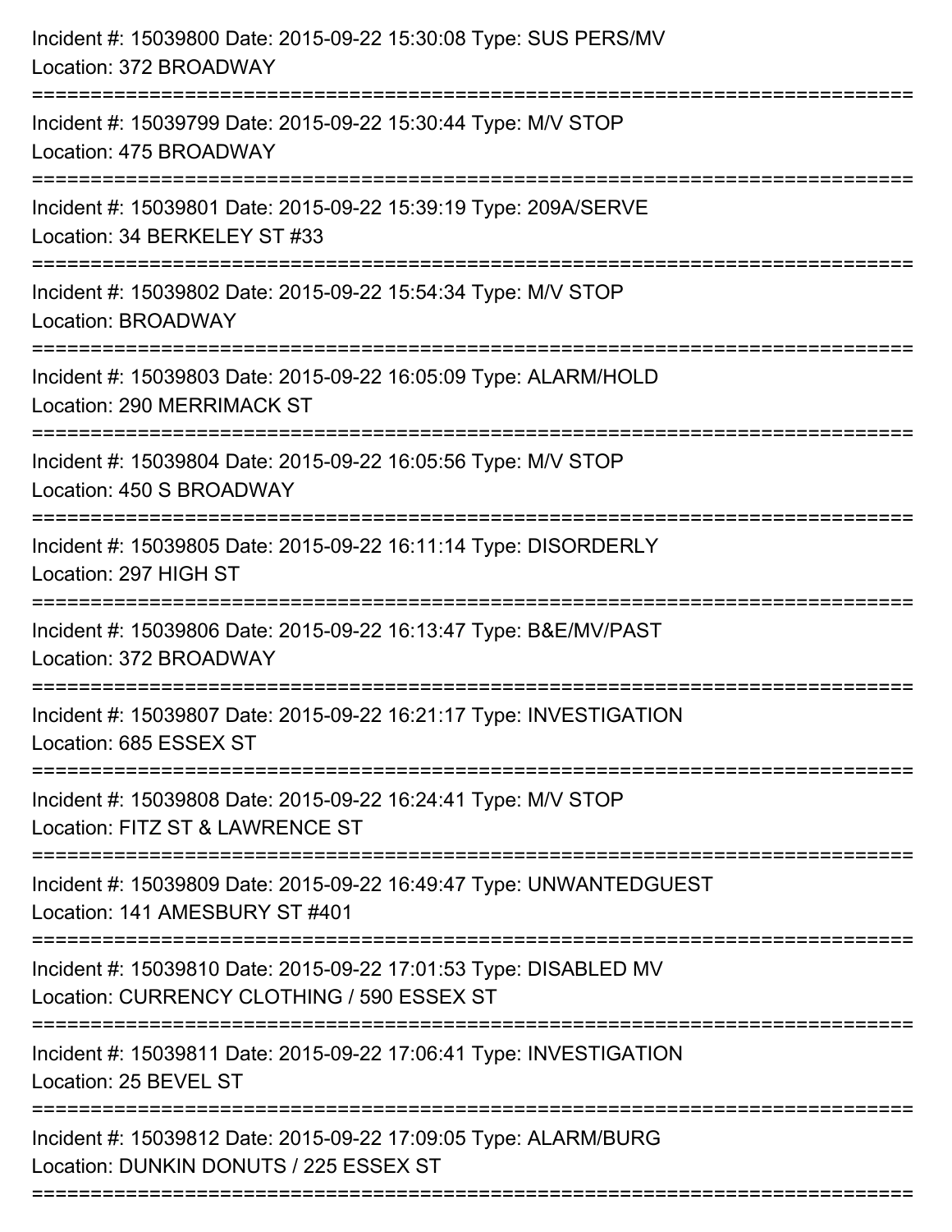Incident #: 15039800 Date: 2015-09-22 15:30:08 Type: SUS PERS/MV
Location: 372 BROADWAY

===========================================================================

Incident #: 15039799 Date: 2015-09-22 15:30:44 Type: M/V STOP
Location: 475 BROADWAY

===========================================================================

Incident #: 15039801 Date: 2015-09-22 15:39:19 Type: 209A/SERVE
Location: 34 BERKELEY ST #33

===========================================================================

Incident #: 15039802 Date: 2015-09-22 15:54:34 Type: M/V STOP
Location: BROADWAY

===========================================================================

Incident #: 15039803 Date: 2015-09-22 16:05:09 Type: ALARM/HOLD
Location: 290 MERRIMACK ST

===========================================================================

Incident #: 15039804 Date: 2015-09-22 16:05:56 Type: M/V STOP
Location: 450 S BROADWAY

===========================================================================

Incident #: 15039805 Date: 2015-09-22 16:11:14 Type: DISORDERLY
Location: 297 HIGH ST

===========================================================================

Incident #: 15039806 Date: 2015-09-22 16:13:47 Type: B&E/MV/PAST
Location: 372 BROADWAY

===========================================================================

Incident #: 15039807 Date: 2015-09-22 16:21:17 Type: INVESTIGATION
Location: 685 ESSEX ST

===========================================================================

Incident #: 15039808 Date: 2015-09-22 16:24:41 Type: M/V STOP
Location: FITZ ST & LAWRENCE ST

===========================================================================

Incident #: 15039809 Date: 2015-09-22 16:49:47 Type: UNWANTEDGUEST
Location: 141 AMESBURY ST #401

===========================================================================

Incident #: 15039810 Date: 2015-09-22 17:01:53 Type: DISABLED MV
Location: CURRENCY CLOTHING / 590 ESSEX ST

===========================================================================

Incident #: 15039811 Date: 2015-09-22 17:06:41 Type: INVESTIGATION
Location: 25 BEVEL ST

===========================================================================

Incident #: 15039812 Date: 2015-09-22 17:09:05 Type: ALARM/BURG
Location: DUNKIN DONUTS / 225 ESSEX ST

===========================================================================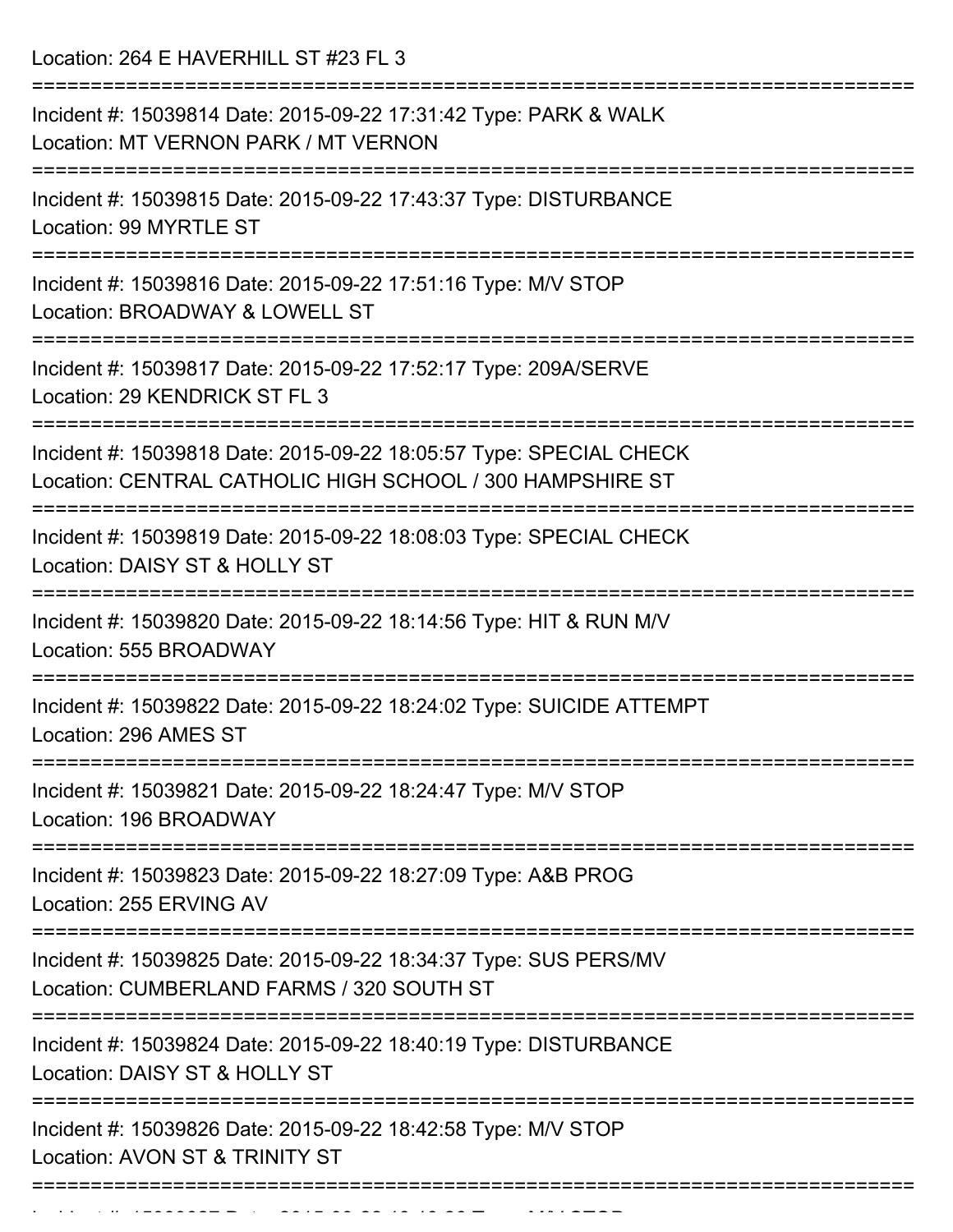Location: 264 E HAVERHILL ST #23 FL 3

===========================================================================

Incident #: 15039814 Date: 2015-09-22 17:31:42 Type: PARK & WALK
Location: MT VERNON PARK / MT VERNON

===========================================================================

Incident #: 15039815 Date: 2015-09-22 17:43:37 Type: DISTURBANCE
Location: 99 MYRTLE ST

===========================================================================

Incident #: 15039816 Date: 2015-09-22 17:51:16 Type: M/V STOP
Location: BROADWAY & LOWELL ST

===========================================================================

Incident #: 15039817 Date: 2015-09-22 17:52:17 Type: 209A/SERVE
Location: 29 KENDRICK ST FL 3

===========================================================================

Incident #: 15039818 Date: 2015-09-22 18:05:57 Type: SPECIAL CHECK
Location: CENTRAL CATHOLIC HIGH SCHOOL / 300 HAMPSHIRE ST

===========================================================================

Incident #: 15039819 Date: 2015-09-22 18:08:03 Type: SPECIAL CHECK
Location: DAISY ST & HOLLY ST

===========================================================================

Incident #: 15039820 Date: 2015-09-22 18:14:56 Type: HIT & RUN M/V
Location: 555 BROADWAY

===========================================================================

Incident #: 15039822 Date: 2015-09-22 18:24:02 Type: SUICIDE ATTEMPT
Location: 296 AMES ST

===========================================================================

Incident #: 15039821 Date: 2015-09-22 18:24:47 Type: M/V STOP
Location: 196 BROADWAY

===========================================================================

Incident #: 15039823 Date: 2015-09-22 18:27:09 Type: A&B PROG
Location: 255 ERVING AV

===========================================================================

Incident #: 15039825 Date: 2015-09-22 18:34:37 Type: SUS PERS/MV
Location: CUMBERLAND FARMS / 320 SOUTH ST

===========================================================================

Incident #: 15039824 Date: 2015-09-22 18:40:19 Type: DISTURBANCE
Location: DAISY ST & HOLLY ST

===========================================================================

Incident #: 15039826 Date: 2015-09-22 18:42:58 Type: M/V STOP
Location: AVON ST & TRINITY ST

===========================================================================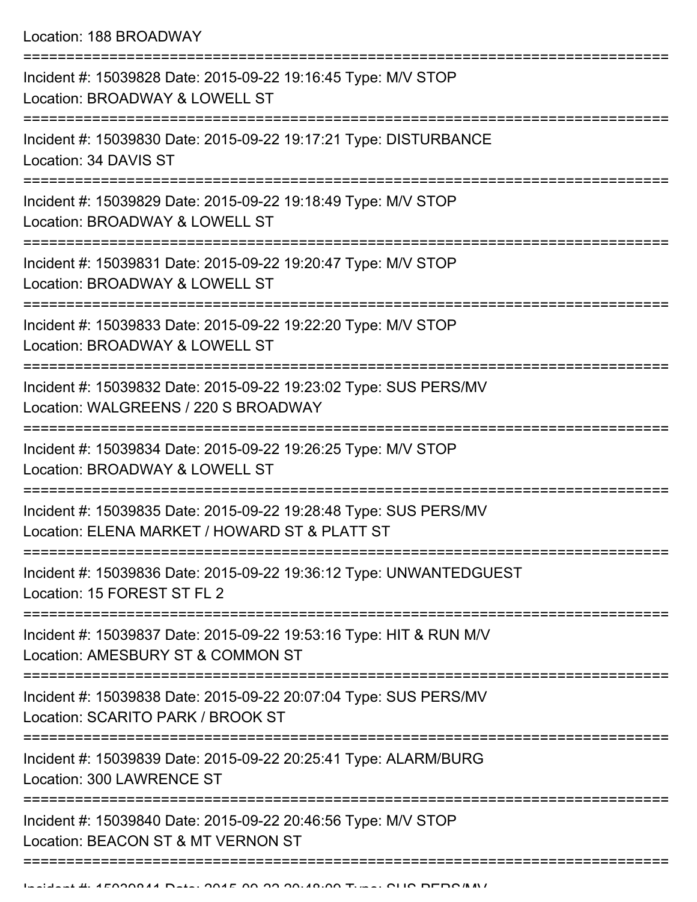Location: 188 BROADWAY

===========================================================================

Incident #: 15039828 Date: 2015-09-22 19:16:45 Type: M/V STOP
Location: BROADWAY & LOWELL ST

===========================================================================

Incident #: 15039830 Date: 2015-09-22 19:17:21 Type: DISTURBANCE
Location: 34 DAVIS ST

===========================================================================

Incident #: 15039829 Date: 2015-09-22 19:18:49 Type: M/V STOP
Location: BROADWAY & LOWELL ST

===========================================================================

Incident #: 15039831 Date: 2015-09-22 19:20:47 Type: M/V STOP
Location: BROADWAY & LOWELL ST

===========================================================================

Incident #: 15039833 Date: 2015-09-22 19:22:20 Type: M/V STOP
Location: BROADWAY & LOWELL ST

===========================================================================

Incident #: 15039832 Date: 2015-09-22 19:23:02 Type: SUS PERS/MV
Location: WALGREENS / 220 S BROADWAY

===========================================================================

Incident #: 15039834 Date: 2015-09-22 19:26:25 Type: M/V STOP
Location: BROADWAY & LOWELL ST

===========================================================================

Incident #: 15039835 Date: 2015-09-22 19:28:48 Type: SUS PERS/MV
Location: ELENA MARKET / HOWARD ST & PLATT ST

===========================================================================

Incident #: 15039836 Date: 2015-09-22 19:36:12 Type: UNWANTEDGUEST
Location: 15 FOREST ST FL 2

===========================================================================

Incident #: 15039837 Date: 2015-09-22 19:53:16 Type: HIT & RUN M/V
Location: AMESBURY ST & COMMON ST

===========================================================================

Incident #: 15039838 Date: 2015-09-22 20:07:04 Type: SUS PERS/MV
Location: SCARITO PARK / BROOK ST

===========================================================================

Incident #: 15039839 Date: 2015-09-22 20:25:41 Type: ALARM/BURG
Location: 300 LAWRENCE ST

===========================================================================

Incident #: 15039840 Date: 2015-09-22 20:46:56 Type: M/V STOP
Location: BEACON ST & MT VERNON ST

===========================================================================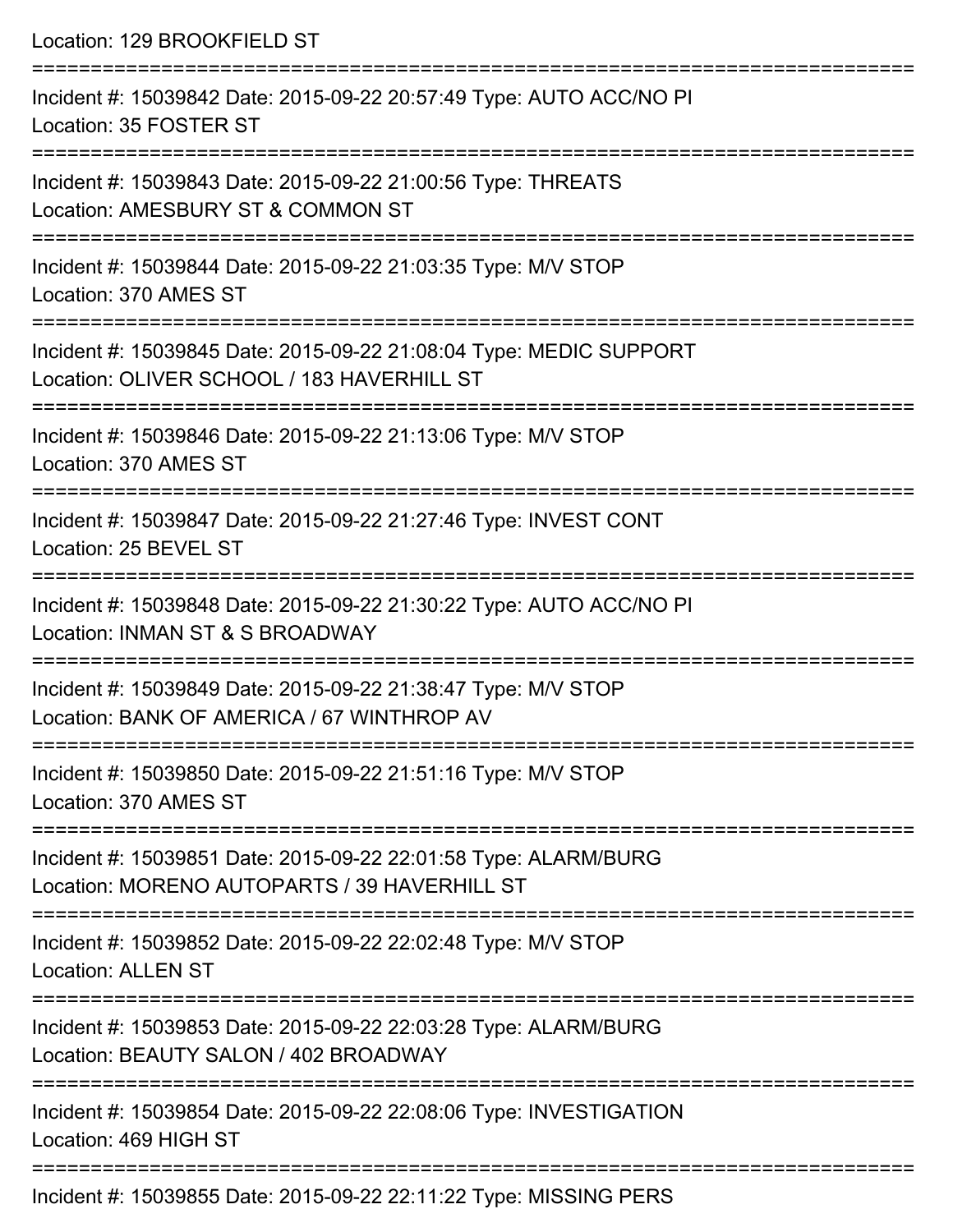Location: 129 BROOKFIELD ST

===========================================================================

Incident #: 15039842 Date: 2015-09-22 20:57:49 Type: AUTO ACC/NO PI
Location: 35 FOSTER ST

===========================================================================

Incident #: 15039843 Date: 2015-09-22 21:00:56 Type: THREATS
Location: AMESBURY ST & COMMON ST

===========================================================================

Incident #: 15039844 Date: 2015-09-22 21:03:35 Type: M/V STOP
Location: 370 AMES ST

===========================================================================

Incident #: 15039845 Date: 2015-09-22 21:08:04 Type: MEDIC SUPPORT
Location: OLIVER SCHOOL / 183 HAVERHILL ST

===========================================================================

Incident #: 15039846 Date: 2015-09-22 21:13:06 Type: M/V STOP
Location: 370 AMES ST

===========================================================================

Incident #: 15039847 Date: 2015-09-22 21:27:46 Type: INVEST CONT
Location: 25 BEVEL ST

===========================================================================

Incident #: 15039848 Date: 2015-09-22 21:30:22 Type: AUTO ACC/NO PI
Location: INMAN ST & S BROADWAY

===========================================================================

Incident #: 15039849 Date: 2015-09-22 21:38:47 Type: M/V STOP
Location: BANK OF AMERICA / 67 WINTHROP AV

===========================================================================

Incident #: 15039850 Date: 2015-09-22 21:51:16 Type: M/V STOP
Location: 370 AMES ST

===========================================================================

Incident #: 15039851 Date: 2015-09-22 22:01:58 Type: ALARM/BURG
Location: MORENO AUTOPARTS / 39 HAVERHILL ST

===========================================================================

Incident #: 15039852 Date: 2015-09-22 22:02:48 Type: M/V STOP
Location: ALLEN ST

===========================================================================

Incident #: 15039853 Date: 2015-09-22 22:03:28 Type: ALARM/BURG
Location: BEAUTY SALON / 402 BROADWAY

===========================================================================

Incident #: 15039854 Date: 2015-09-22 22:08:06 Type: INVESTIGATION
Location: 469 HIGH ST

===========================================================================

Incident #: 15039855 Date: 2015-09-22 22:11:22 Type: MISSING PERS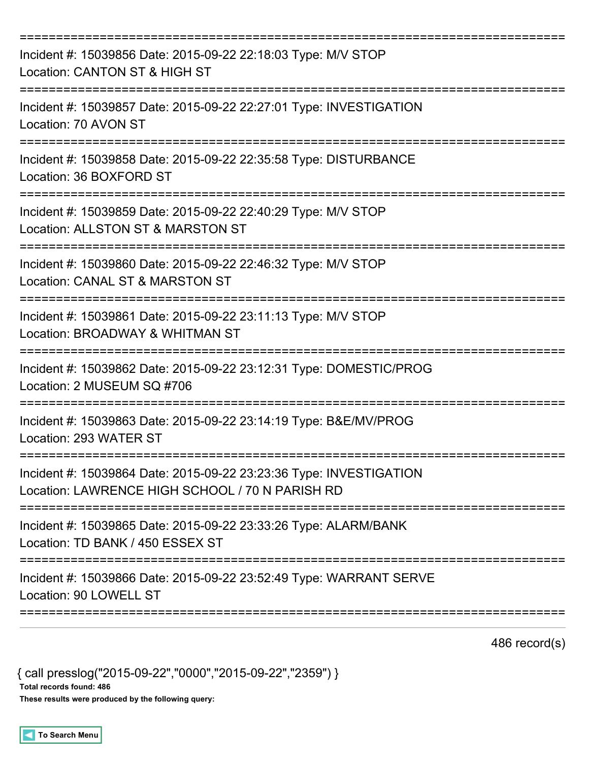===========================================================================

Incident #: 15039856 Date: 2015-09-22 22:18:03 Type: M/V STOP
Location: CANTON ST & HIGH ST

===========================================================================

Incident #: 15039857 Date: 2015-09-22 22:27:01 Type: INVESTIGATION
Location: 70 AVON ST

===========================================================================

Incident #: 15039858 Date: 2015-09-22 22:35:58 Type: DISTURBANCE
Location: 36 BOXFORD ST

===========================================================================

Incident #: 15039859 Date: 2015-09-22 22:40:29 Type: M/V STOP
Location: ALLSTON ST & MARSTON ST

===========================================================================

Incident #: 15039860 Date: 2015-09-22 22:46:32 Type: M/V STOP
Location: CANAL ST & MARSTON ST

===========================================================================

Incident #: 15039861 Date: 2015-09-22 23:11:13 Type: M/V STOP
Location: BROADWAY & WHITMAN ST

===========================================================================

Incident #: 15039862 Date: 2015-09-22 23:12:31 Type: DOMESTIC/PROG
Location: 2 MUSEUM SQ #706

===========================================================================

Incident #: 15039863 Date: 2015-09-22 23:14:19 Type: B&E/MV/PROG
Location: 293 WATER ST

===========================================================================

Incident #: 15039864 Date: 2015-09-22 23:23:36 Type: INVESTIGATION
Location: LAWRENCE HIGH SCHOOL / 70 N PARISH RD

===========================================================================

Incident #: 15039865 Date: 2015-09-22 23:33:26 Type: ALARM/BANK
Location: TD BANK / 450 ESSEX ST

===========================================================================

Incident #: 15039866 Date: 2015-09-22 23:52:49 Type: WARRANT SERVE
Location: 90 LOWELL ST

===========================================================================

486 record(s)

{ call presslog("2015-09-22","0000","2015-09-22","2359") }

**Total records found: 486**

**These results were produced by the following query:**

To Search Menu